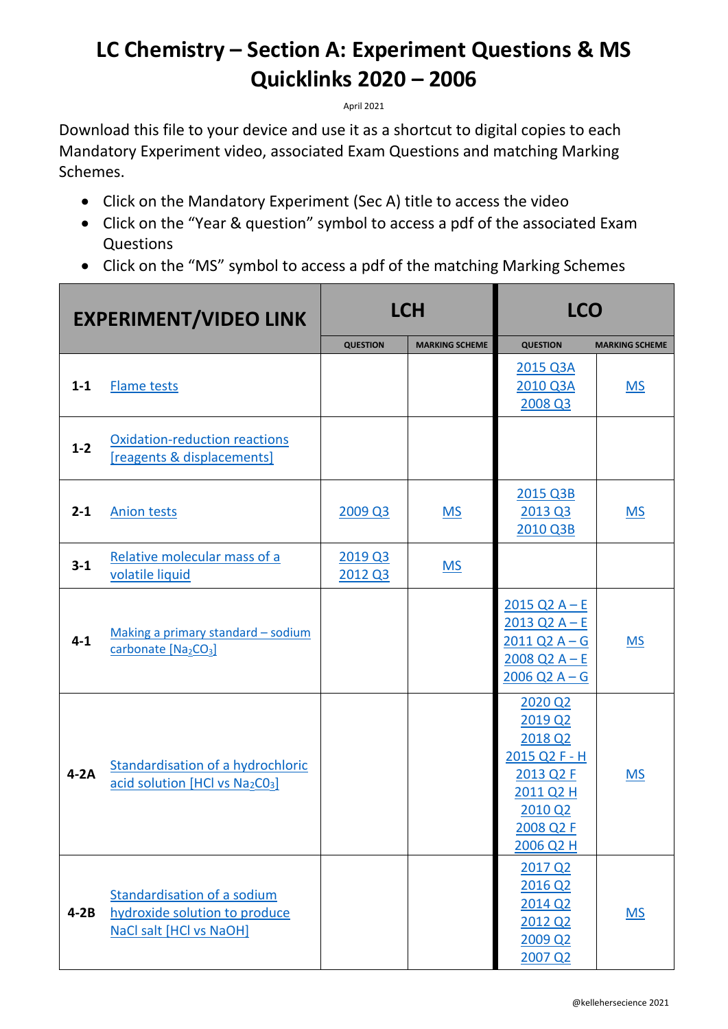# LC Chemistry – Section A: Experiment Questions & MS Quicklinks 2020 – 2006

April 2021

Download this file to your device and use it as a shortcut to digital copies to each Mandatory Experiment video, associated Exam Questions and matching Marking Schemes.

- Click on the Mandatory Experiment (Sec A) title to access the video
- Click on the "Year & question" symbol to access a pdf of the associated Exam Questions
- Click on the "MS" symbol to access a pdf of the matching Marking Schemes

| EXPERIMENT/VIDEO LINK | | LCH | | LCO | |
|---|---|---|---|---|---|
| | | QUESTION | MARKING SCHEME | QUESTION | MARKING SCHEME |
| 1-1 | Flame tests | | | 2015 Q3A<br>2010 Q3A<br>2008 Q3 | MS |
| 1-2 | Oxidation-reduction reactions [reagents & displacements] | | | | |
| 2-1 | Anion tests | 2009 Q3 | MS | 2015 Q3B<br>2013 Q3<br>2010 Q3B | MS |
| 3-1 | Relative molecular mass of a volatile liquid | 2019 Q3<br>2012 Q3 | MS | | |
| 4-1 | Making a primary standard – sodium carbonate [$Na_2CO_3$] | | | 2015 Q2 A – E<br>2013 Q2 A – E<br>2011 Q2 A – G<br>2008 Q2 A – E<br>2006 Q2 A – G | MS |
| 4-2A | Standardisation of a hydrochloric acid solution [HCl vs $Na_2CO_3$] | | | 2020 Q2<br>2019 Q2<br>2018 Q2<br>2015 Q2 F - H<br>2013 Q2 F<br>2011 Q2 H<br>2010 Q2<br>2008 Q2 F<br>2006 Q2 H | MS |
| 4-2B | Standardisation of a sodium hydroxide solution to produce NaCl salt [HCl vs NaOH] | | | 2017 Q2<br>2016 Q2<br>2014 Q2<br>2012 Q2<br>2009 Q2<br>2007 Q2 | MS |

@kellehersecience 2021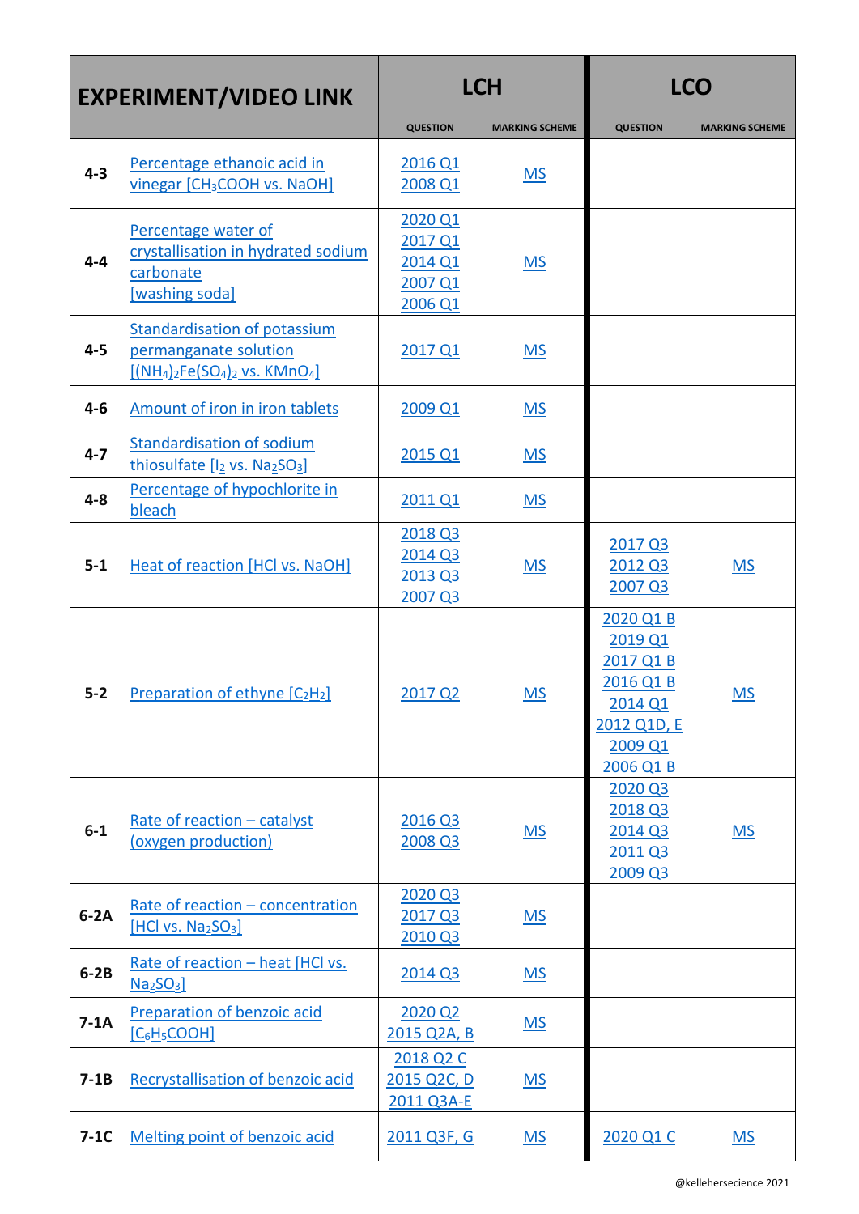| EXPERIMENT/VIDEO LINK | | LCH | | LCO | |
|---|---|---|---|---|---|
| | | QUESTION | MARKING SCHEME | QUESTION | MARKING SCHEME |
| 4-3 | Percentage ethanoic acid in vinegar [$CH_3COOH$ vs. $NaOH$] | 2016 Q1<br>2008 Q1 | MS | | |
| 4-4 | Percentage water of crystallisation in hydrated sodium carbonate [washing soda] | 2020 Q1<br>2017 Q1<br>2014 Q1<br>2007 Q1<br>2006 Q1 | MS | | |
| 4-5 | Standardisation of potassium permanganate solution [$(NH_4)_2Fe(SO_4)_2$ vs. $KMnO_4$] | 2017 Q1 | MS | | |
| 4-6 | Amount of iron in iron tablets | 2009 Q1 | MS | | |
| 4-7 | Standardisation of sodium thiosulfate [$I_2$ vs. $Na_2SO_3$] | 2015 Q1 | MS | | |
| 4-8 | Percentage of hypochlorite in bleach | 2011 Q1 | MS | | |
| 5-1 | Heat of reaction [HCl vs. NaOH] | 2018 Q3<br>2014 Q3<br>2013 Q3<br>2007 Q3 | MS | 2017 Q3<br>2012 Q3<br>2007 Q3 | MS |
| 5-2 | Preparation of ethyne [$C_2H_2$] | 2017 Q2 | MS | 2020 Q1 B<br>2019 Q1<br>2017 Q1 B<br>2016 Q1 B<br>2014 Q1<br>2012 Q1D, E<br>2009 Q1<br>2006 Q1 B | MS |
| 6-1 | Rate of reaction – catalyst (oxygen production) | 2016 Q3<br>2008 Q3 | MS | 2020 Q3<br>2018 Q3<br>2014 Q3<br>2011 Q3<br>2009 Q3 | MS |
| 6-2A | Rate of reaction – concentration [HCl vs. $Na_2SO_3$] | 2020 Q3<br>2017 Q3<br>2010 Q3 | MS | | |
| 6-2B | Rate of reaction – heat [HCl vs. $Na_2SO_3$] | 2014 Q3 | MS | | |
| 7-1A | Preparation of benzoic acid [$C_6H_5COOH$] | 2020 Q2<br>2015 Q2A, B | MS | | |
| 7-1B | Recrystallisation of benzoic acid | 2018 Q2 C<br>2015 Q2C, D<br>2011 Q3A-E | MS | | |
| 7-1C | Melting point of benzoic acid | 2011 Q3F, G | MS | 2020 Q1 C | MS |

@kellehersecience 2021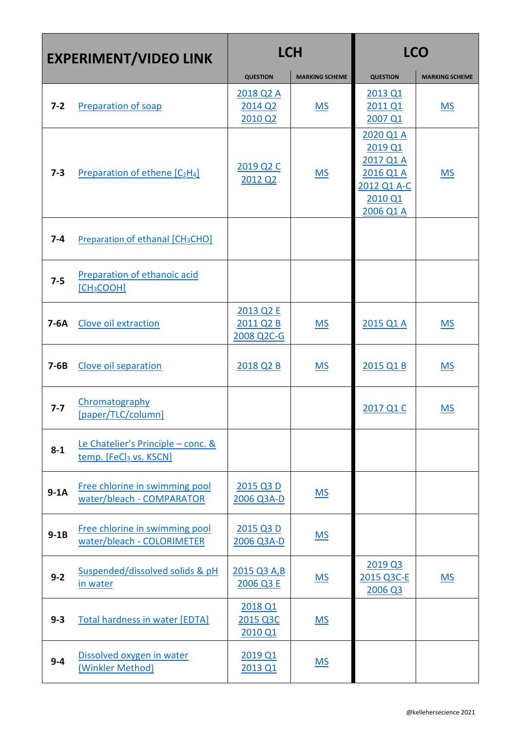| EXPERIMENT/VIDEO LINK | | LCH | | LCO | |
|---|---|---|---|---|---|
| | | QUESTION | MARKING SCHEME | QUESTION | MARKING SCHEME |
| 7-2 | Preparation of soap | 2018 Q2 A<br>2014 Q2<br>2010 Q2 | MS | 2013 Q1<br>2011 Q1<br>2007 Q1 | MS |
| 7-3 | Preparation of ethene [$C_2H_4$] | 2019 Q2 C<br>2012 Q2 | MS | 2020 Q1 A<br>2019 Q1<br>2017 Q1 A<br>2016 Q1 A<br>2012 Q1 A-C<br>2010 Q1<br>2006 Q1 A | MS |
| 7-4 | Preparation of ethanal [$CH_3CHO$] | | | | |
| 7-5 | Preparation of ethanoic acid [$CH_3COOH$] | | | | |
| 7-6A | Clove oil extraction | 2013 Q2 E<br>2011 Q2 B<br>2008 Q2C-G | MS | 2015 Q1 A | MS |
| 7-6B | Clove oil separation | 2018 Q2 B | MS | 2015 Q1 B | MS |
| 7-7 | Chromatography [paper/TLC/column] | | | 2017 Q1 C | MS |
| 8-1 | Le Chatelier's Principle – conc. & temp. [$FeCl_3$ vs. KSCN] | | | | |
| 9-1A | Free chlorine in swimming pool water/bleach - COMPARATOR | 2015 Q3 D<br>2006 Q3A-D | MS | | |
| 9-1B | Free chlorine in swimming pool water/bleach - COLORIMETER | 2015 Q3 D<br>2006 Q3A-D | MS | | |
| 9-2 | Suspended/dissolved solids & pH in water | 2015 Q3 A,B<br>2006 Q3 E | MS | 2019 Q3<br>2015 Q3C-E<br>2006 Q3 | MS |
| 9-3 | Total hardness in water [EDTA] | 2018 Q1<br>2015 Q3C<br>2010 Q1 | MS | | |
| 9-4 | Dissolved oxygen in water (Winkler Method) | 2019 Q1<br>2013 Q1 | MS | | |

@kellehersecience 2021